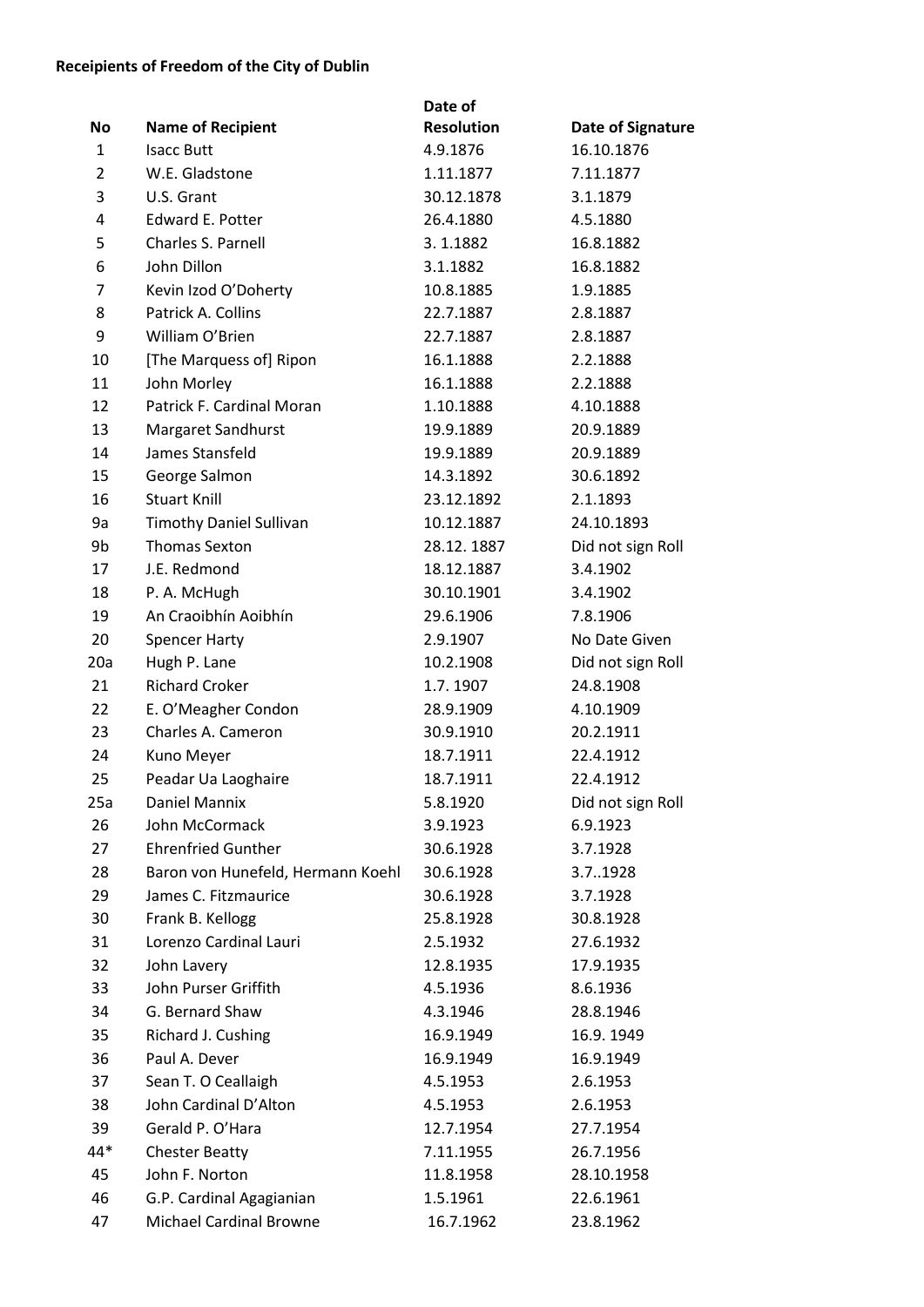**Receipients of Freedom of the City of Dublin**

| No | Name of Recipient | Date of Resolution | Date of Signature |
|---|---|---|---|
| 1 | Isacc Butt | 4.9.1876 | 16.10.1876 |
| 2 | W.E. Gladstone | 1.11.1877 | 7.11.1877 |
| 3 | U.S. Grant | 30.12.1878 | 3.1.1879 |
| 4 | Edward E. Potter | 26.4.1880 | 4.5.1880 |
| 5 | Charles S. Parnell | 3. 1.1882 | 16.8.1882 |
| 6 | John Dillon | 3.1.1882 | 16.8.1882 |
| 7 | Kevin Izod O'Doherty | 10.8.1885 | 1.9.1885 |
| 8 | Patrick A. Collins | 22.7.1887 | 2.8.1887 |
| 9 | William O'Brien | 22.7.1887 | 2.8.1887 |
| 10 | [The Marquess of] Ripon | 16.1.1888 | 2.2.1888 |
| 11 | John Morley | 16.1.1888 | 2.2.1888 |
| 12 | Patrick F. Cardinal Moran | 1.10.1888 | 4.10.1888 |
| 13 | Margaret Sandhurst | 19.9.1889 | 20.9.1889 |
| 14 | James Stansfeld | 19.9.1889 | 20.9.1889 |
| 15 | George Salmon | 14.3.1892 | 30.6.1892 |
| 16 | Stuart Knill | 23.12.1892 | 2.1.1893 |
| 9a | Timothy Daniel Sullivan | 10.12.1887 | 24.10.1893 |
| 9b | Thomas Sexton | 28.12. 1887 | Did not sign Roll |
| 17 | J.E. Redmond | 18.12.1887 | 3.4.1902 |
| 18 | P. A. McHugh | 30.10.1901 | 3.4.1902 |
| 19 | An Craoibhín Aoibhín | 29.6.1906 | 7.8.1906 |
| 20 | Spencer Harty | 2.9.1907 | No Date Given |
| 20a | Hugh P. Lane | 10.2.1908 | Did not sign Roll |
| 21 | Richard Croker | 1.7. 1907 | 24.8.1908 |
| 22 | E. O'Meagher Condon | 28.9.1909 | 4.10.1909 |
| 23 | Charles A. Cameron | 30.9.1910 | 20.2.1911 |
| 24 | Kuno Meyer | 18.7.1911 | 22.4.1912 |
| 25 | Peadar Ua Laoghaire | 18.7.1911 | 22.4.1912 |
| 25a | Daniel Mannix | 5.8.1920 | Did not sign Roll |
| 26 | John McCormack | 3.9.1923 | 6.9.1923 |
| 27 | Ehrenfried Gunther | 30.6.1928 | 3.7.1928 |
| 28 | Baron von Hunefeld, Hermann Koehl | 30.6.1928 | 3.7..1928 |
| 29 | James C. Fitzmaurice | 30.6.1928 | 3.7.1928 |
| 30 | Frank B. Kellogg | 25.8.1928 | 30.8.1928 |
| 31 | Lorenzo Cardinal Lauri | 2.5.1932 | 27.6.1932 |
| 32 | John Lavery | 12.8.1935 | 17.9.1935 |
| 33 | John Purser Griffith | 4.5.1936 | 8.6.1936 |
| 34 | G. Bernard Shaw | 4.3.1946 | 28.8.1946 |
| 35 | Richard J. Cushing | 16.9.1949 | 16.9. 1949 |
| 36 | Paul A. Dever | 16.9.1949 | 16.9.1949 |
| 37 | Sean T. O Ceallaigh | 4.5.1953 | 2.6.1953 |
| 38 | John Cardinal D'Alton | 4.5.1953 | 2.6.1953 |
| 39 | Gerald P. O'Hara | 12.7.1954 | 27.7.1954 |
| 44* | Chester Beatty | 7.11.1955 | 26.7.1956 |
| 45 | John F. Norton | 11.8.1958 | 28.10.1958 |
| 46 | G.P. Cardinal Agagianian | 1.5.1961 | 22.6.1961 |
| 47 | Michael Cardinal Browne | 16.7.1962 | 23.8.1962 |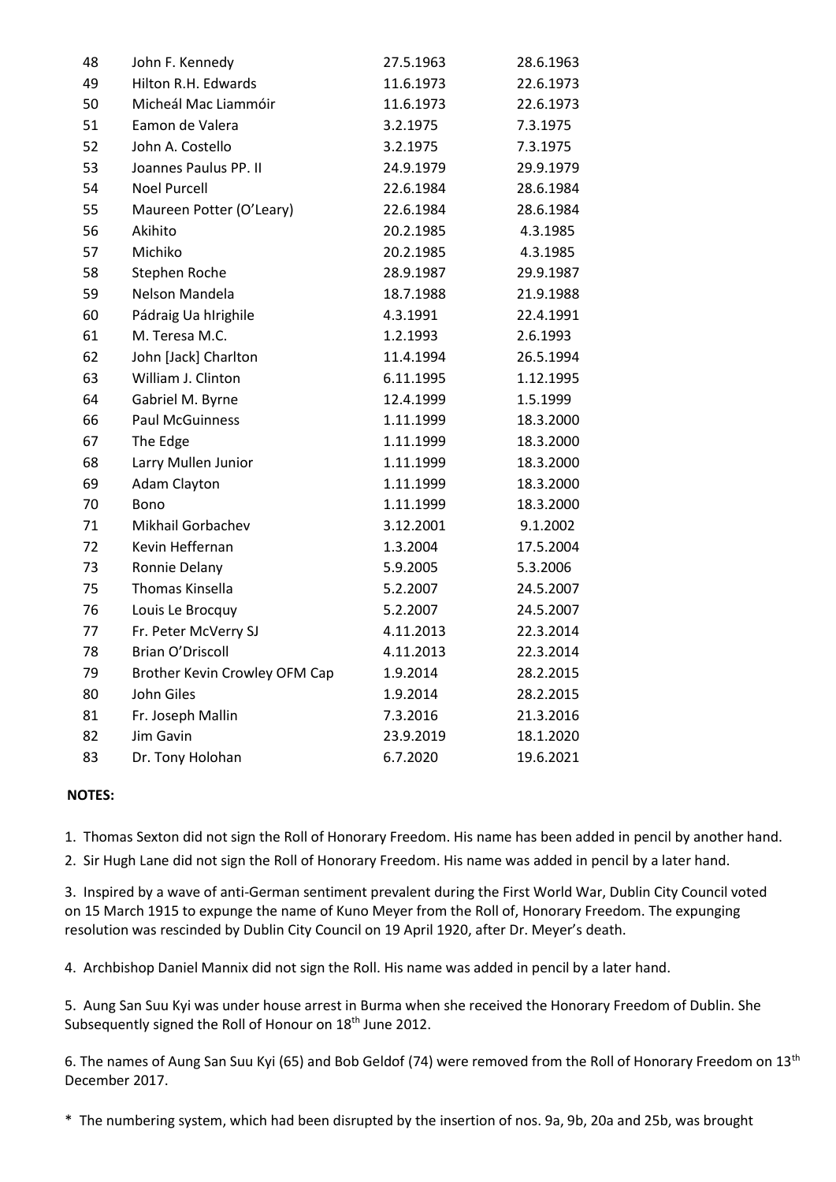| | | | |
|---|---|---|---|
| 48 | John F. Kennedy | 27.5.1963 | 28.6.1963 |
| 49 | Hilton R.H. Edwards | 11.6.1973 | 22.6.1973 |
| 50 | Micheál Mac Liammóir | 11.6.1973 | 22.6.1973 |
| 51 | Eamon de Valera | 3.2.1975 | 7.3.1975 |
| 52 | John A. Costello | 3.2.1975 | 7.3.1975 |
| 53 | Joannes Paulus PP. II | 24.9.1979 | 29.9.1979 |
| 54 | Noel Purcell | 22.6.1984 | 28.6.1984 |
| 55 | Maureen Potter (O'Leary) | 22.6.1984 | 28.6.1984 |
| 56 | Akihito | 20.2.1985 | 4.3.1985 |
| 57 | Michiko | 20.2.1985 | 4.3.1985 |
| 58 | Stephen Roche | 28.9.1987 | 29.9.1987 |
| 59 | Nelson Mandela | 18.7.1988 | 21.9.1988 |
| 60 | Pádraig Ua hIrighile | 4.3.1991 | 22.4.1991 |
| 61 | M. Teresa M.C. | 1.2.1993 | 2.6.1993 |
| 62 | John [Jack] Charlton | 11.4.1994 | 26.5.1994 |
| 63 | William J. Clinton | 6.11.1995 | 1.12.1995 |
| 64 | Gabriel M. Byrne | 12.4.1999 | 1.5.1999 |
| 66 | Paul McGuinness | 1.11.1999 | 18.3.2000 |
| 67 | The Edge | 1.11.1999 | 18.3.2000 |
| 68 | Larry Mullen Junior | 1.11.1999 | 18.3.2000 |
| 69 | Adam Clayton | 1.11.1999 | 18.3.2000 |
| 70 | Bono | 1.11.1999 | 18.3.2000 |
| 71 | Mikhail Gorbachev | 3.12.2001 | 9.1.2002 |
| 72 | Kevin Heffernan | 1.3.2004 | 17.5.2004 |
| 73 | Ronnie Delany | 5.9.2005 | 5.3.2006 |
| 75 | Thomas Kinsella | 5.2.2007 | 24.5.2007 |
| 76 | Louis Le Brocquy | 5.2.2007 | 24.5.2007 |
| 77 | Fr. Peter McVerry SJ | 4.11.2013 | 22.3.2014 |
| 78 | Brian O'Driscoll | 4.11.2013 | 22.3.2014 |
| 79 | Brother Kevin Crowley OFM Cap | 1.9.2014 | 28.2.2015 |
| 80 | John Giles | 1.9.2014 | 28.2.2015 |
| 81 | Fr. Joseph Mallin | 7.3.2016 | 21.3.2016 |
| 82 | Jim Gavin | 23.9.2019 | 18.1.2020 |
| 83 | Dr. Tony Holohan | 6.7.2020 | 19.6.2021 |

**NOTES:**

1. Thomas Sexton did not sign the Roll of Honorary Freedom. His name has been added in pencil by another hand.

2. Sir Hugh Lane did not sign the Roll of Honorary Freedom. His name was added in pencil by a later hand.

3. Inspired by a wave of anti-German sentiment prevalent during the First World War, Dublin City Council voted on 15 March 1915 to expunge the name of Kuno Meyer from the Roll of, Honorary Freedom. The expunging resolution was rescinded by Dublin City Council on 19 April 1920, after Dr. Meyer's death.

4. Archbishop Daniel Mannix did not sign the Roll. His name was added in pencil by a later hand.

5. Aung San Suu Kyi was under house arrest in Burma when she received the Honorary Freedom of Dublin. She Subsequently signed the Roll of Honour on 18th June 2012.

6. The names of Aung San Suu Kyi (65) and Bob Geldof (74) were removed from the Roll of Honorary Freedom on 13th December 2017.

* The numbering system, which had been disrupted by the insertion of nos. 9a, 9b, 20a and 25b, was brought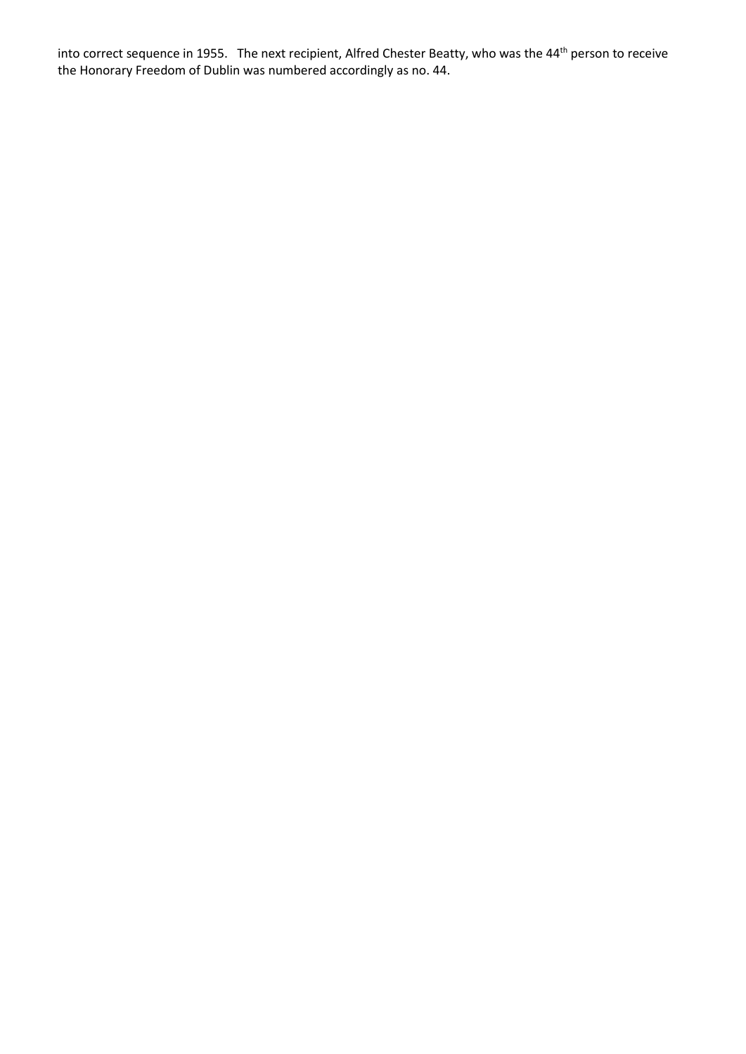into correct sequence in 1955. The next recipient, Alfred Chester Beatty, who was the 44th person to receive the Honorary Freedom of Dublin was numbered accordingly as no. 44.